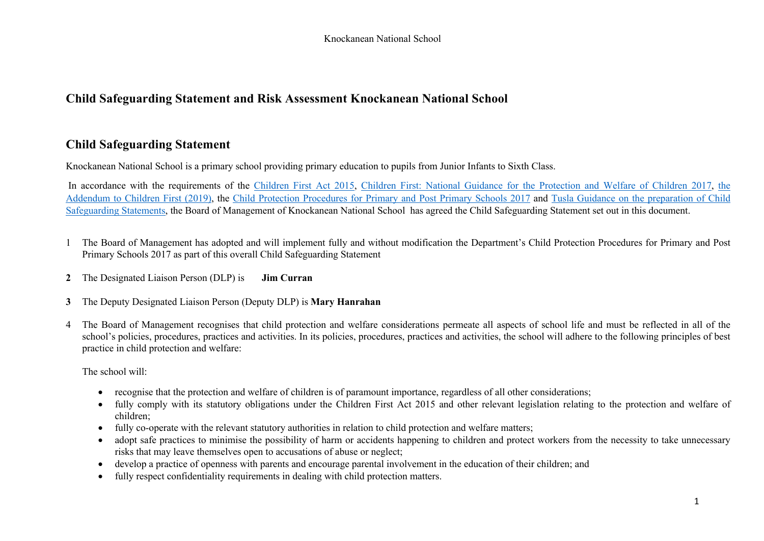## Child Safeguarding Statement and Risk Assessment Knockanean National School

## Child Safeguarding Statement

Knockanean National School is a primary school providing primary education to pupils from Junior Infants to Sixth Class.

In accordance with the requirements of the Children First Act 2015, Children First: National Guidance for the Protection and Welfare of Children 2017, the Addendum to Children First (2019), the Child Protection Procedures for Primary and Post Primary Schools 2017 and Tusla Guidance on the preparation of Child Safeguarding Statements, the Board of Management of Knockanean National School has agreed the Child Safeguarding Statement set out in this document.

1. The Board of Management has adopted and will implement fully and without modification the Department's Child Protection Procedures for Primary and Post Primary Schools 2017 as part of this overall Child Safeguarding Statement

2. The Designated Liaison Person (DLP) is **Jim Curran**

3. The Deputy Designated Liaison Person (Deputy DLP) is **Mary Hanrahan**

4. The Board of Management recognises that child protection and welfare considerations permeate all aspects of school life and must be reflected in all of the school's policies, procedures, practices and activities. In its policies, procedures, practices and activities, the school will adhere to the following principles of best practice in child protection and welfare:

   The school will:

   - recognise that the protection and welfare of children is of paramount importance, regardless of all other considerations;
   - fully comply with its statutory obligations under the Children First Act 2015 and other relevant legislation relating to the protection and welfare of children;
   - fully co-operate with the relevant statutory authorities in relation to child protection and welfare matters;
   - adopt safe practices to minimise the possibility of harm or accidents happening to children and protect workers from the necessity to take unnecessary risks that may leave themselves open to accusations of abuse or neglect;
   - develop a practice of openness with parents and encourage parental involvement in the education of their children; and
   - fully respect confidentiality requirements in dealing with child protection matters.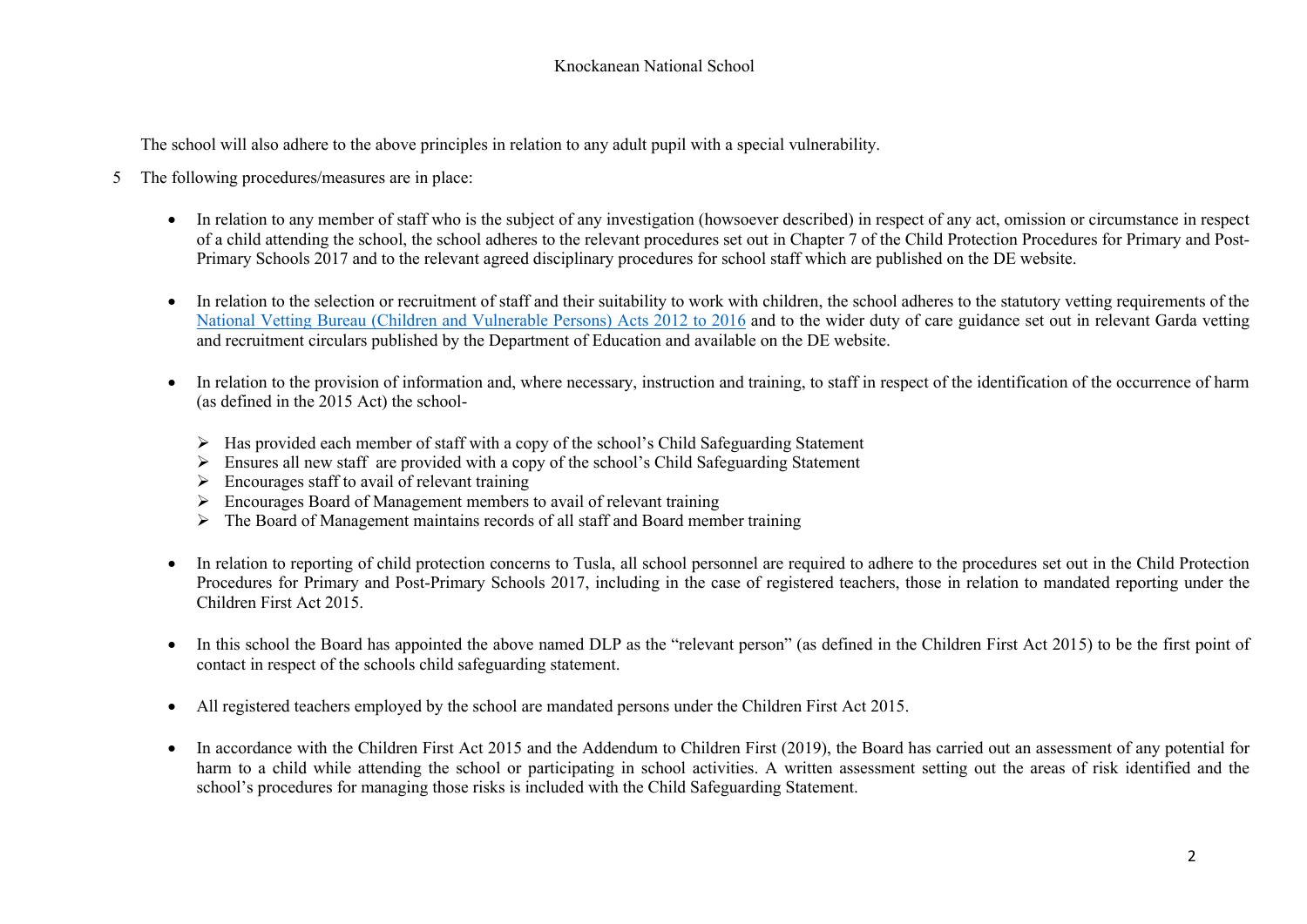The school will also adhere to the above principles in relation to any adult pupil with a special vulnerability.

5 The following procedures/measures are in place:

- In relation to any member of staff who is the subject of any investigation (howsoever described) in respect of any act, omission or circumstance in respect of a child attending the school, the school adheres to the relevant procedures set out in Chapter 7 of the Child Protection Procedures for Primary and Post-Primary Schools 2017 and to the relevant agreed disciplinary procedures for school staff which are published on the DE website.

- In relation to the selection or recruitment of staff and their suitability to work with children, the school adheres to the statutory vetting requirements of the National Vetting Bureau (Children and Vulnerable Persons) Acts 2012 to 2016 and to the wider duty of care guidance set out in relevant Garda vetting and recruitment circulars published by the Department of Education and available on the DE website.

- In relation to the provision of information and, where necessary, instruction and training, to staff in respect of the identification of the occurrence of harm (as defined in the 2015 Act) the school-
  - Has provided each member of staff with a copy of the school's Child Safeguarding Statement
  - Ensures all new staff are provided with a copy of the school's Child Safeguarding Statement
  - Encourages staff to avail of relevant training
  - Encourages Board of Management members to avail of relevant training
  - The Board of Management maintains records of all staff and Board member training

- In relation to reporting of child protection concerns to Tusla, all school personnel are required to adhere to the procedures set out in the Child Protection Procedures for Primary and Post-Primary Schools 2017, including in the case of registered teachers, those in relation to mandated reporting under the Children First Act 2015.

- In this school the Board has appointed the above named DLP as the "relevant person" (as defined in the Children First Act 2015) to be the first point of contact in respect of the schools child safeguarding statement.

- All registered teachers employed by the school are mandated persons under the Children First Act 2015.

- In accordance with the Children First Act 2015 and the Addendum to Children First (2019), the Board has carried out an assessment of any potential for harm to a child while attending the school or participating in school activities. A written assessment setting out the areas of risk identified and the school's procedures for managing those risks is included with the Child Safeguarding Statement.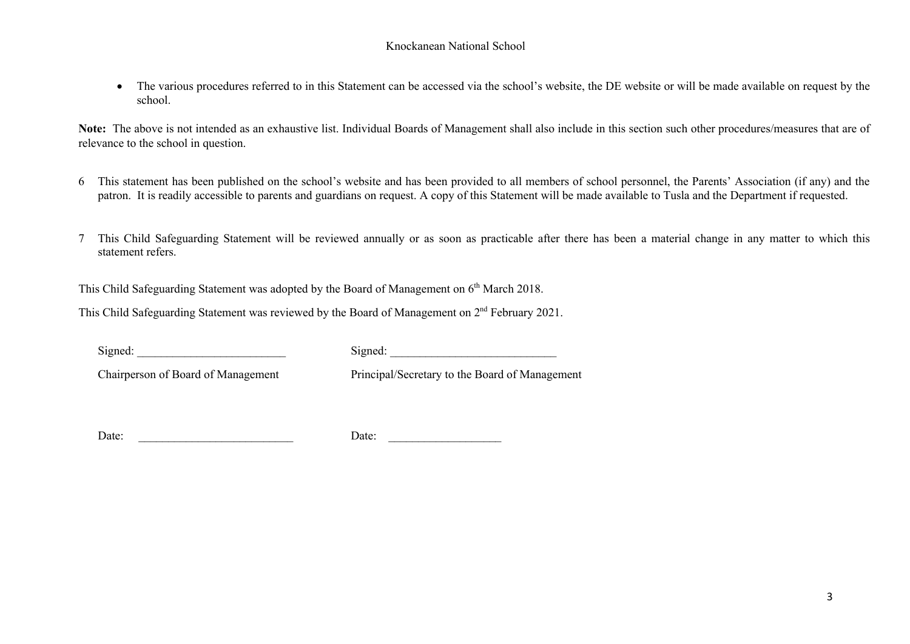- The various procedures referred to in this Statement can be accessed via the school's website, the DE website or will be made available on request by the school.

**Note:** The above is not intended as an exhaustive list. Individual Boards of Management shall also include in this section such other procedures/measures that are of relevance to the school in question.

6 This statement has been published on the school's website and has been provided to all members of school personnel, the Parents' Association (if any) and the patron. It is readily accessible to parents and guardians on request. A copy of this Statement will be made available to Tusla and the Department if requested.

7 This Child Safeguarding Statement will be reviewed annually or as soon as practicable after there has been a material change in any matter to which this statement refers.

This Child Safeguarding Statement was adopted by the Board of Management on 6th March 2018.

This Child Safeguarding Statement was reviewed by the Board of Management on 2nd February 2021.

Signed: ________________________ Signed: ___________________________

Chairperson of Board of Management Principal/Secretary to the Board of Management

Date: __________________________ Date: ___________________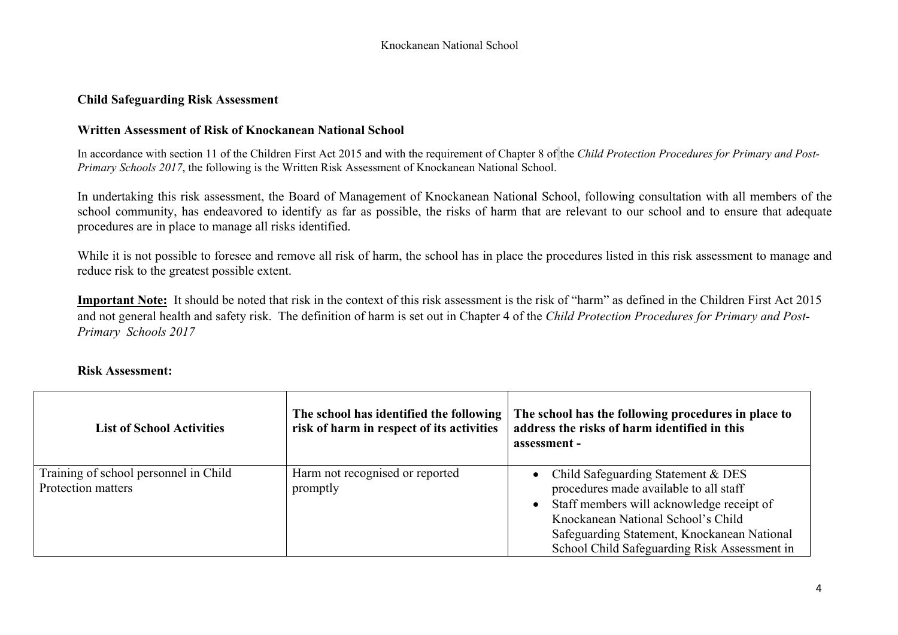**Child Safeguarding Risk Assessment**

**Written Assessment of Risk of Knockanean National School**

In accordance with section 11 of the Children First Act 2015 and with the requirement of Chapter 8 of the *Child Protection Procedures for Primary and Post-Primary Schools 2017*, the following is the Written Risk Assessment of Knockanean National School.

In undertaking this risk assessment, the Board of Management of Knockanean National School, following consultation with all members of the school community, has endeavored to identify as far as possible, the risks of harm that are relevant to our school and to ensure that adequate procedures are in place to manage all risks identified.

While it is not possible to foresee and remove all risk of harm, the school has in place the procedures listed in this risk assessment to manage and reduce risk to the greatest possible extent.

**Important Note:** It should be noted that risk in the context of this risk assessment is the risk of "harm" as defined in the Children First Act 2015 and not general health and safety risk. The definition of harm is set out in Chapter 4 of the *Child Protection Procedures for Primary and Post-Primary Schools 2017*

**Risk Assessment:**

| List of School Activities | The school has identified the following risk of harm in respect of its activities | The school has the following procedures in place to address the risks of harm identified in this assessment - |
|---|---|---|
| Training of school personnel in Child Protection matters | Harm not recognised or reported promptly | • Child Safeguarding Statement & DES procedures made available to all staff<br>• Staff members will acknowledge receipt of Knockanean National School's Child Safeguarding Statement, Knockanean National School Child Safeguarding Risk Assessment in |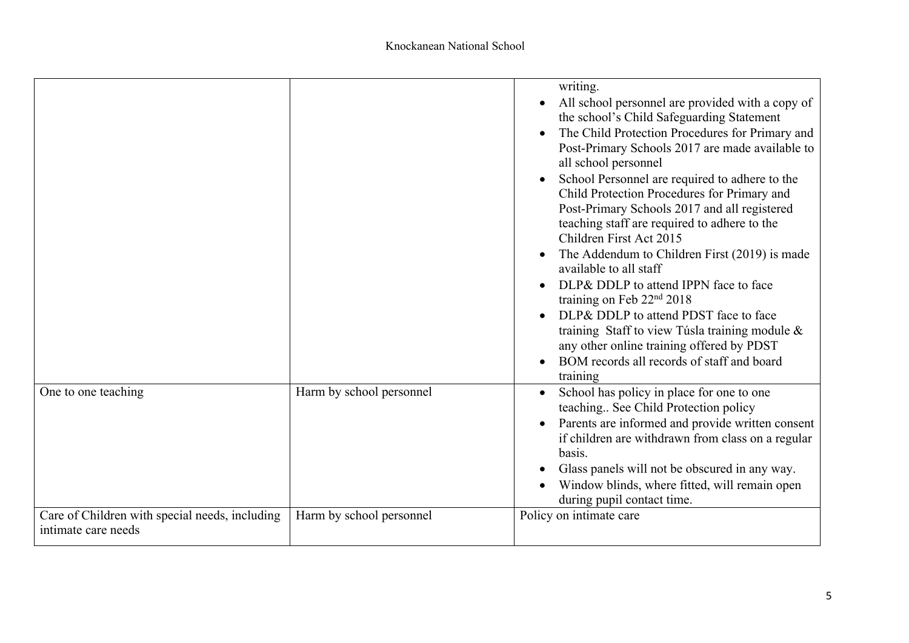| | | |
|---|---|---|
| | | writing.<br>• All school personnel are provided with a copy of the school's Child Safeguarding Statement<br>• The Child Protection Procedures for Primary and Post-Primary Schools 2017 are made available to all school personnel<br>• School Personnel are required to adhere to the Child Protection Procedures for Primary and Post-Primary Schools 2017 and all registered teaching staff are required to adhere to the Children First Act 2015<br>• The Addendum to Children First (2019) is made available to all staff<br>• DLP& DDLP to attend IPPN face to face training on Feb 22nd 2018<br>• DLP& DDLP to attend PDST face to face training Staff to view Túsla training module & any other online training offered by PDST<br>• BOM records all records of staff and board training |
| One to one teaching | Harm by school personnel | • School has policy in place for one to one teaching.. See Child Protection policy<br>• Parents are informed and provide written consent if children are withdrawn from class on a regular basis.<br>• Glass panels will not be obscured in any way.<br>• Window blinds, where fitted, will remain open during pupil contact time. |
| Care of Children with special needs, including intimate care needs | Harm by school personnel | Policy on intimate care |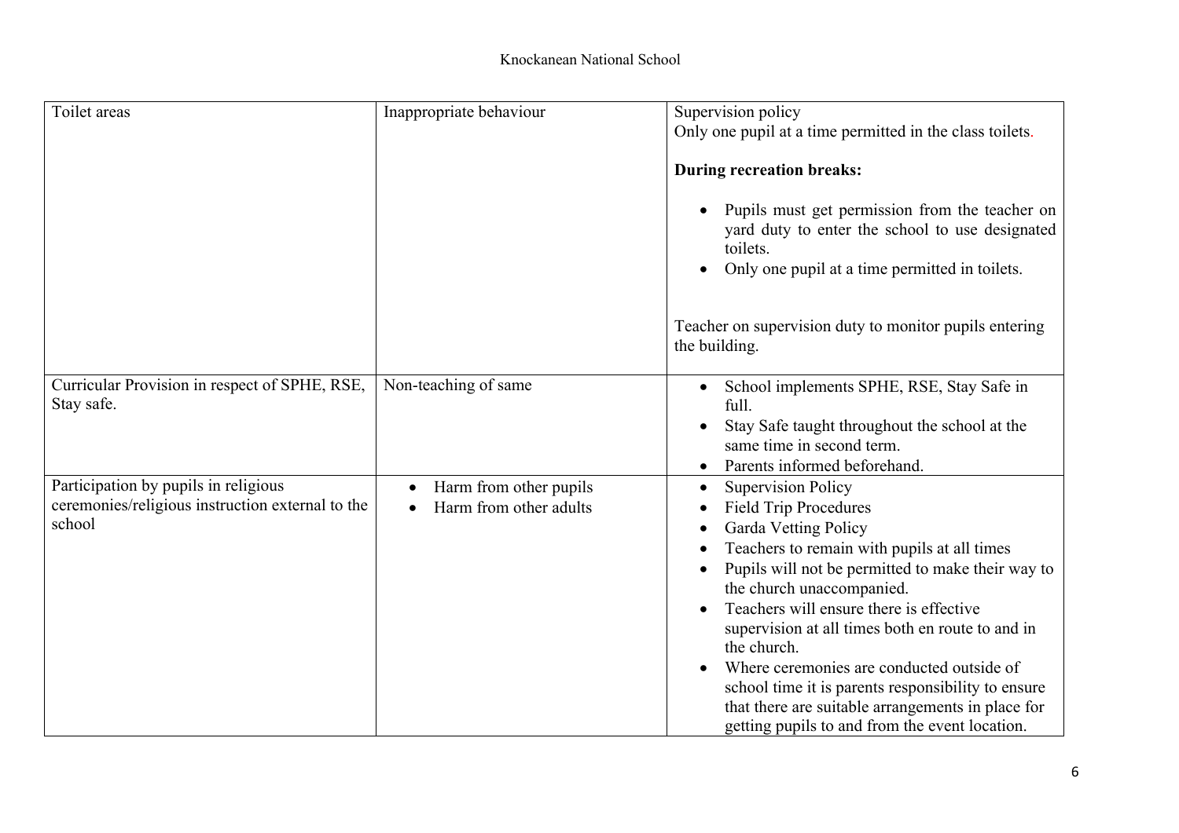| Toilet areas | Inappropriate behaviour | Supervision policy<br>Only one pupil at a time permitted in the class toilets.<br><br>**During recreation breaks:**<br><br>• Pupils must get permission from the teacher on yard duty to enter the school to use designated toilets.<br>• Only one pupil at a time permitted in toilets.<br><br>Teacher on supervision duty to monitor pupils entering the building. |
|---|---|---|
| Curricular Provision in respect of SPHE, RSE, Stay safe. | Non-teaching of same | • School implements SPHE, RSE, Stay Safe in full.<br>• Stay Safe taught throughout the school at the same time in second term.<br>• Parents informed beforehand. |
| Participation by pupils in religious ceremonies/religious instruction external to the school | • Harm from other pupils<br>• Harm from other adults | • Supervision Policy<br>• Field Trip Procedures<br>• Garda Vetting Policy<br>• Teachers to remain with pupils at all times<br>• Pupils will not be permitted to make their way to the church unaccompanied.<br>• Teachers will ensure there is effective supervision at all times both en route to and in the church.<br>• Where ceremonies are conducted outside of school time it is parents responsibility to ensure that there are suitable arrangements in place for getting pupils to and from the event location. |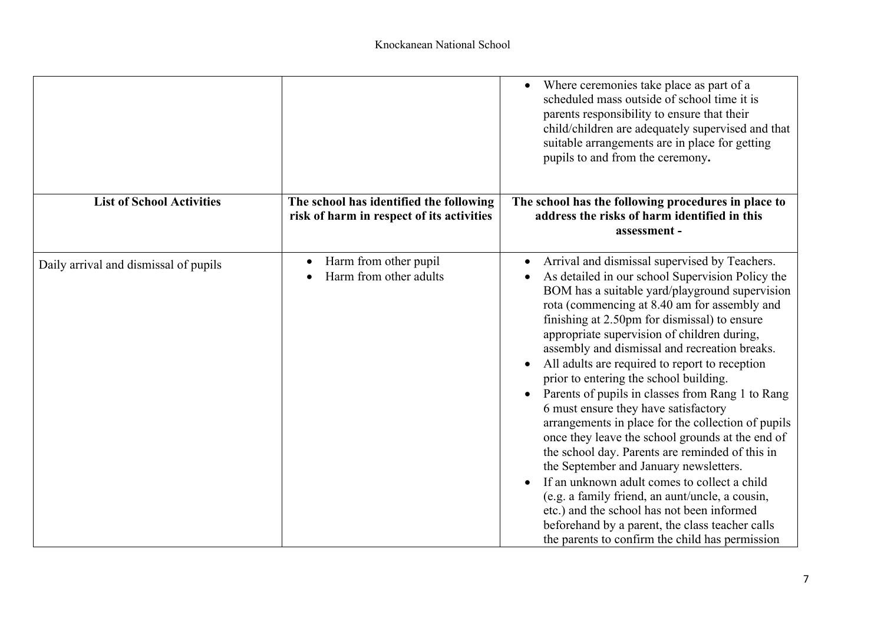| | | |
|---|---|---|
| | | • Where ceremonies take place as part of a scheduled mass outside of school time it is parents responsibility to ensure that their child/children are adequately supervised and that suitable arrangements are in place for getting pupils to and from the ceremony**.** |
| **List of School Activities** | **The school has identified the following risk of harm in respect of its activities** | **The school has the following procedures in place to address the risks of harm identified in this assessment -** |
| Daily arrival and dismissal of pupils | • Harm from other pupil<br>• Harm from other adults | • Arrival and dismissal supervised by Teachers.<br>• As detailed in our school Supervision Policy the BOM has a suitable yard/playground supervision rota (commencing at 8.40 am for assembly and finishing at 2.50pm for dismissal) to ensure appropriate supervision of children during, assembly and dismissal and recreation breaks.<br>• All adults are required to report to reception prior to entering the school building.<br>• Parents of pupils in classes from Rang 1 to Rang 6 must ensure they have satisfactory arrangements in place for the collection of pupils once they leave the school grounds at the end of the school day. Parents are reminded of this in the September and January newsletters.<br>• If an unknown adult comes to collect a child (e.g. a family friend, an aunt/uncle, a cousin, etc.) and the school has not been informed beforehand by a parent, the class teacher calls the parents to confirm the child has permission |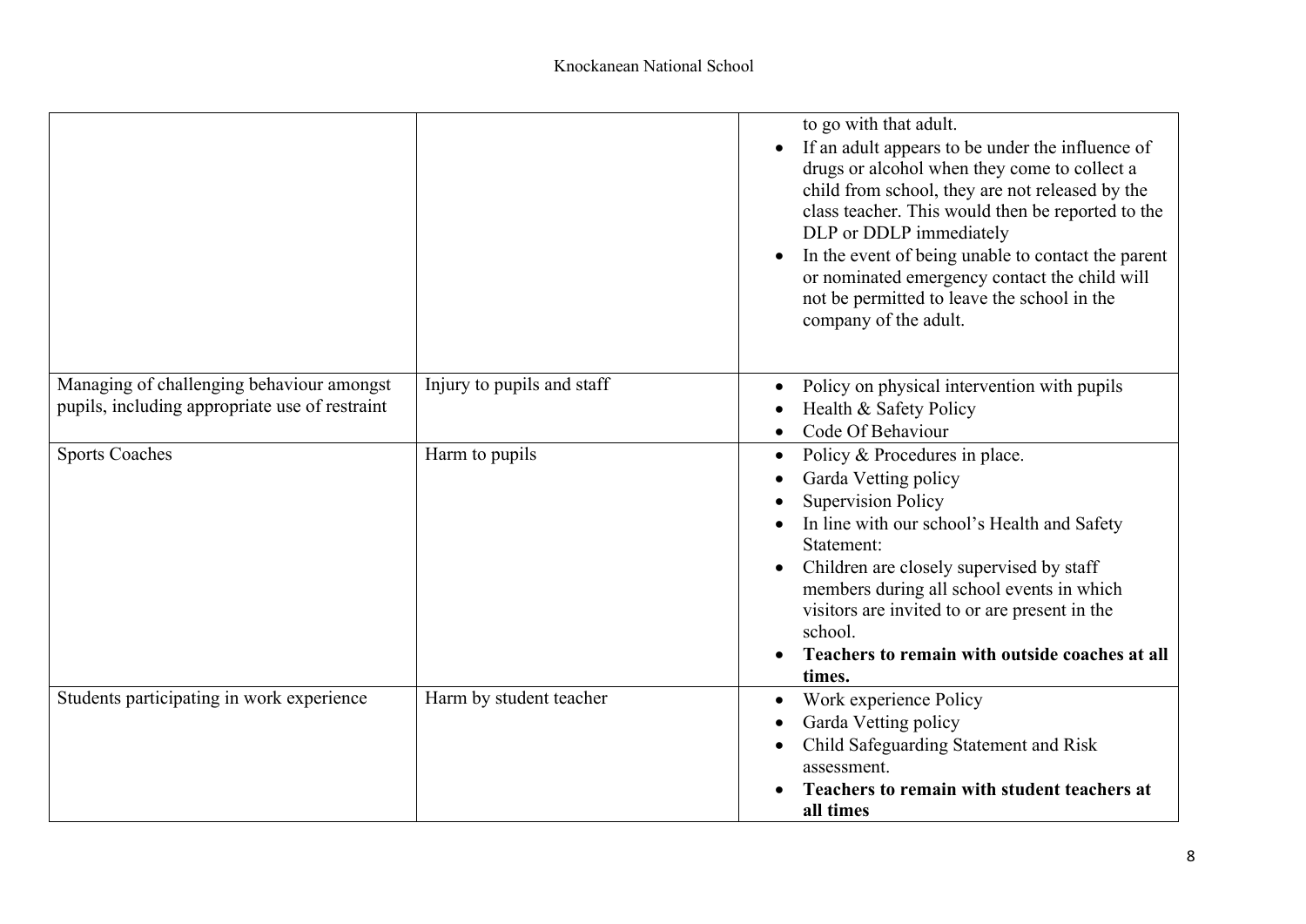| | | |
|---|---|---|
| | | to go with that adult.<br>• If an adult appears to be under the influence of drugs or alcohol when they come to collect a child from school, they are not released by the class teacher. This would then be reported to the DLP or DDLP immediately<br>• In the event of being unable to contact the parent or nominated emergency contact the child will not be permitted to leave the school in the company of the adult. |
| Managing of challenging behaviour amongst pupils, including appropriate use of restraint | Injury to pupils and staff | • Policy on physical intervention with pupils<br>• Health & Safety Policy<br>• Code Of Behaviour |
| Sports Coaches | Harm to pupils | • Policy & Procedures in place.<br>• Garda Vetting policy<br>• Supervision Policy<br>• In line with our school's Health and Safety Statement:<br>• Children are closely supervised by staff members during all school events in which visitors are invited to or are present in the school.<br>• **Teachers to remain with outside coaches at all times.** |
| Students participating in work experience | Harm by student teacher | • Work experience Policy<br>• Garda Vetting policy<br>• Child Safeguarding Statement and Risk assessment.<br>• **Teachers to remain with student teachers at all times** |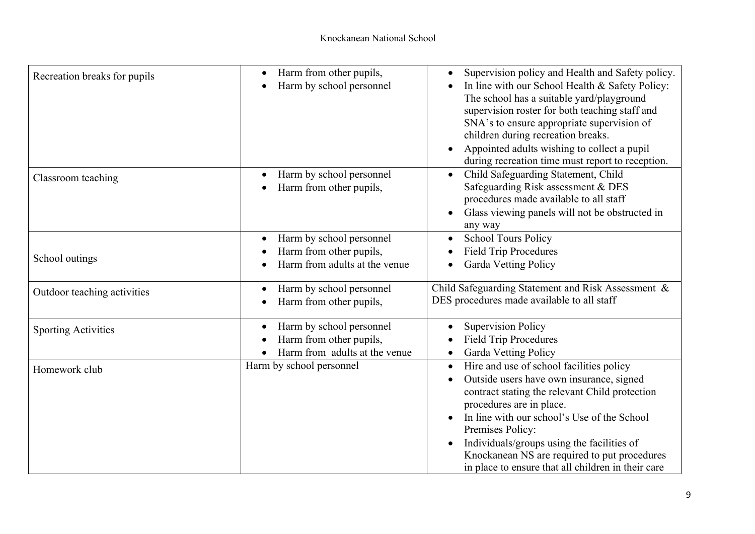| | | |
|---|---|---|
| Recreation breaks for pupils | • Harm from other pupils,<br>• Harm by school personnel | • Supervision policy and Health and Safety policy.<br>• In line with our School Health & Safety Policy: The school has a suitable yard/playground supervision roster for both teaching staff and SNA's to ensure appropriate supervision of children during recreation breaks.<br>• Appointed adults wishing to collect a pupil during recreation time must report to reception. |
| Classroom teaching | • Harm by school personnel<br>• Harm from other pupils, | • Child Safeguarding Statement, Child Safeguarding Risk assessment & DES procedures made available to all staff<br>• Glass viewing panels will not be obstructed in any way |
| School outings | • Harm by school personnel<br>• Harm from other pupils,<br>• Harm from adults at the venue | • School Tours Policy<br>• Field Trip Procedures<br>• Garda Vetting Policy |
| Outdoor teaching activities | • Harm by school personnel<br>• Harm from other pupils, | Child Safeguarding Statement and Risk Assessment & DES procedures made available to all staff |
| Sporting Activities | • Harm by school personnel<br>• Harm from other pupils,<br>• Harm from adults at the venue | • Supervision Policy<br>• Field Trip Procedures<br>• Garda Vetting Policy |
| Homework club | Harm by school personnel | • Hire and use of school facilities policy<br>• Outside users have own insurance, signed contract stating the relevant Child protection procedures are in place.<br>• In line with our school's Use of the School Premises Policy:<br>• Individuals/groups using the facilities of Knockanean NS are required to put procedures in place to ensure that all children in their care |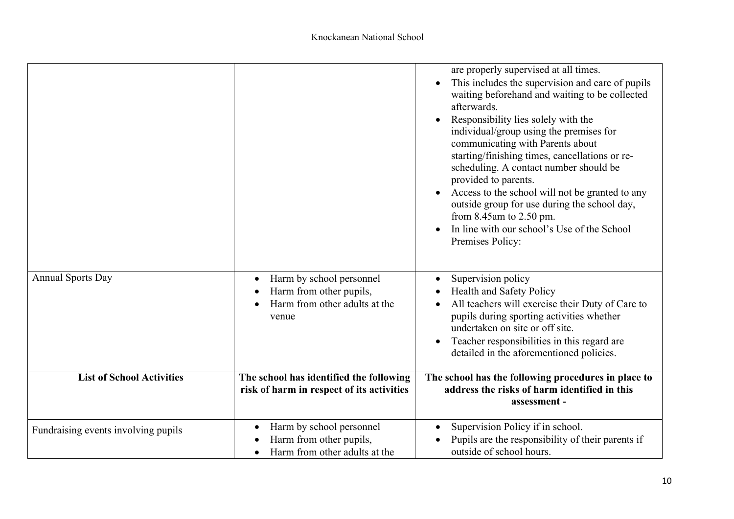| | | |
|---|---|---|
| | | are properly supervised at all times.<br>• This includes the supervision and care of pupils waiting beforehand and waiting to be collected afterwards.<br>• Responsibility lies solely with the individual/group using the premises for communicating with Parents about starting/finishing times, cancellations or re-scheduling. A contact number should be provided to parents.<br>• Access to the school will not be granted to any outside group for use during the school day, from 8.45am to 2.50 pm.<br>• In line with our school's Use of the School Premises Policy: |
| Annual Sports Day | • Harm by school personnel<br>• Harm from other pupils,<br>• Harm from other adults at the venue | • Supervision policy<br>• Health and Safety Policy<br>• All teachers will exercise their Duty of Care to pupils during sporting activities whether undertaken on site or off site.<br>• Teacher responsibilities in this regard are detailed in the aforementioned policies. |
| **List of School Activities** | **The school has identified the following risk of harm in respect of its activities** | **The school has the following procedures in place to address the risks of harm identified in this assessment -** |
| Fundraising events involving pupils | • Harm by school personnel<br>• Harm from other pupils,<br>• Harm from other adults at the | • Supervision Policy if in school.<br>• Pupils are the responsibility of their parents if outside of school hours. |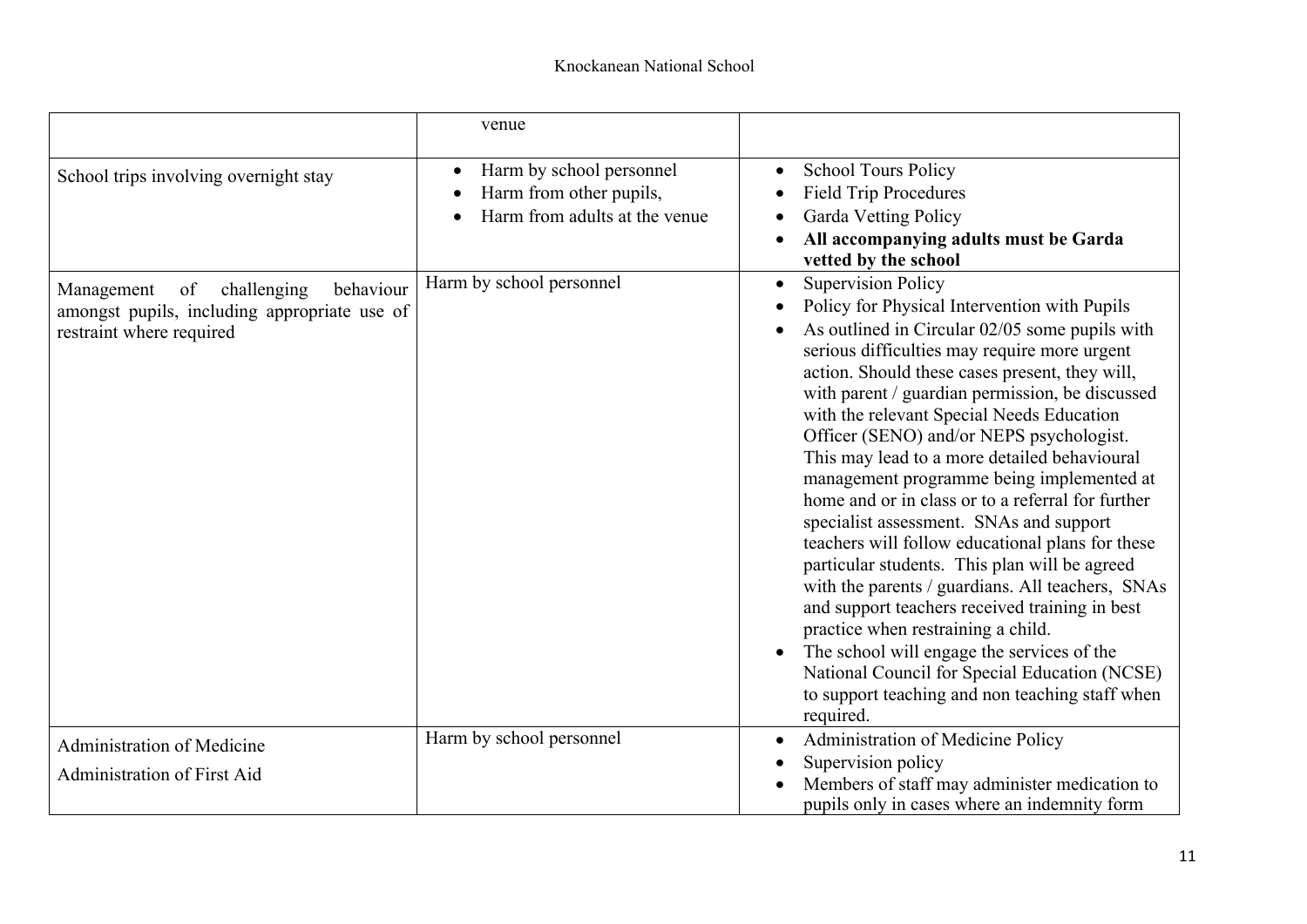| | | |
|---|---|---|
| | venue | |
| School trips involving overnight stay | • Harm by school personnel<br>• Harm from other pupils,<br>• Harm from adults at the venue | • School Tours Policy<br>• Field Trip Procedures<br>• Garda Vetting Policy<br>• **All accompanying adults must be Garda vetted by the school** |
| Management of challenging behaviour amongst pupils, including appropriate use of restraint where required | Harm by school personnel | • Supervision Policy<br>• Policy for Physical Intervention with Pupils<br>• As outlined in Circular 02/05 some pupils with serious difficulties may require more urgent action. Should these cases present, they will, with parent / guardian permission, be discussed with the relevant Special Needs Education Officer (SENO) and/or NEPS psychologist. This may lead to a more detailed behavioural management programme being implemented at home and or in class or to a referral for further specialist assessment. SNAs and support teachers will follow educational plans for these particular students. This plan will be agreed with the parents / guardians. All teachers, SNAs and support teachers received training in best practice when restraining a child.<br>• The school will engage the services of the National Council for Special Education (NCSE) to support teaching and non teaching staff when required. |
| Administration of Medicine<br><br>Administration of First Aid | Harm by school personnel | • Administration of Medicine Policy<br>• Supervision policy<br>• Members of staff may administer medication to pupils only in cases where an indemnity form |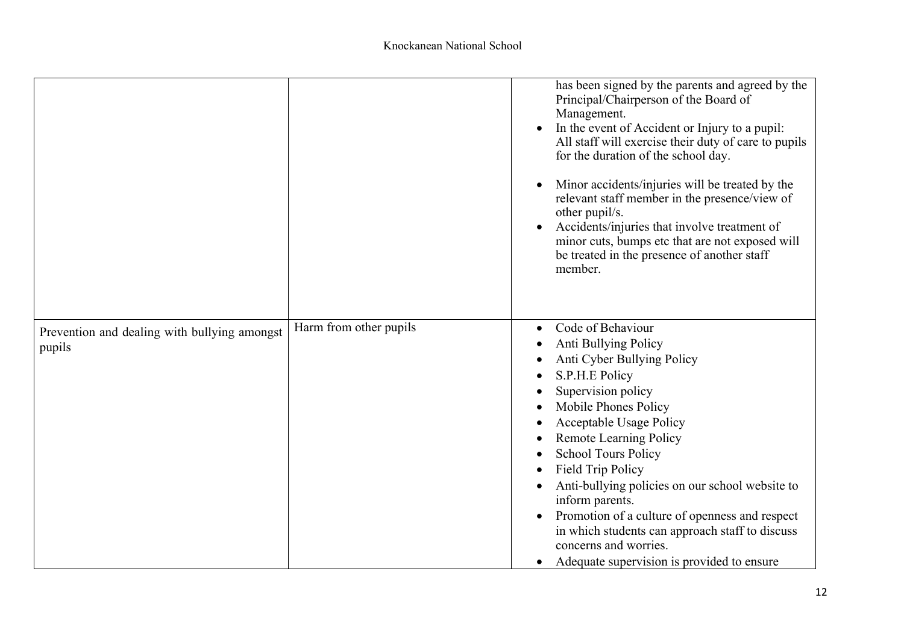| | | |
|---|---|---|
| | | has been signed by the parents and agreed by the Principal/Chairperson of the Board of Management.<br>• In the event of Accident or Injury to a pupil: All staff will exercise their duty of care to pupils for the duration of the school day.<br>• Minor accidents/injuries will be treated by the relevant staff member in the presence/view of other pupil/s.<br>• Accidents/injuries that involve treatment of minor cuts, bumps etc that are not exposed will be treated in the presence of another staff member. |
| Prevention and dealing with bullying amongst pupils | Harm from other pupils | • Code of Behaviour<br>• Anti Bullying Policy<br>• Anti Cyber Bullying Policy<br>• S.P.H.E Policy<br>• Supervision policy<br>• Mobile Phones Policy<br>• Acceptable Usage Policy<br>• Remote Learning Policy<br>• School Tours Policy<br>• Field Trip Policy<br>• Anti-bullying policies on our school website to inform parents.<br>• Promotion of a culture of openness and respect in which students can approach staff to discuss concerns and worries.<br>• Adequate supervision is provided to ensure |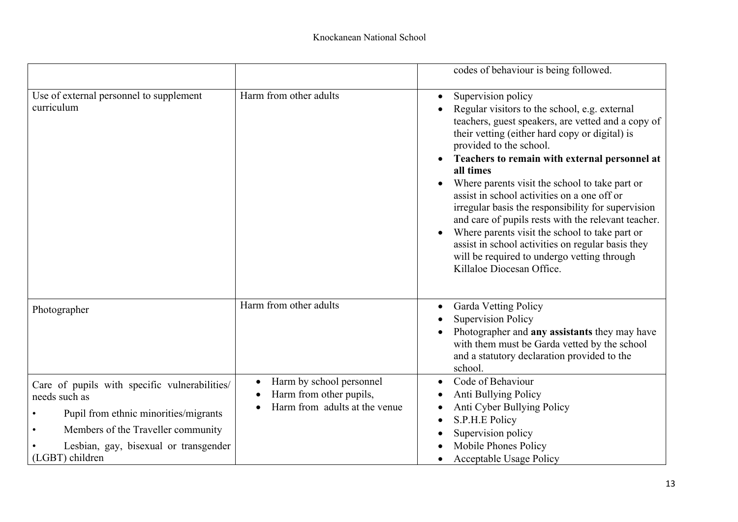| | | |
|---|---|---|
| | | codes of behaviour is being followed. |
| Use of external personnel to supplement curriculum | Harm from other adults | • Supervision policy<br>• Regular visitors to the school, e.g. external teachers, guest speakers, are vetted and a copy of their vetting (either hard copy or digital) is provided to the school.<br>• **Teachers to remain with external personnel at all times**<br>• Where parents visit the school to take part or assist in school activities on a one off or irregular basis the responsibility for supervision and care of pupils rests with the relevant teacher.<br>• Where parents visit the school to take part or assist in school activities on regular basis they will be required to undergo vetting through Killaloe Diocesan Office. |
| Photographer | Harm from other adults | • Garda Vetting Policy<br>• Supervision Policy<br>• Photographer and **any assistants** they may have with them must be Garda vetted by the school and a statutory declaration provided to the school. |
| Care of pupils with specific vulnerabilities/ needs such as<br>• Pupil from ethnic minorities/migrants<br>• Members of the Traveller community<br>• Lesbian, gay, bisexual or transgender (LGBT) children | • Harm by school personnel<br>• Harm from other pupils,<br>• Harm from adults at the venue | • Code of Behaviour<br>• Anti Bullying Policy<br>• Anti Cyber Bullying Policy<br>• S.P.H.E Policy<br>• Supervision policy<br>• Mobile Phones Policy<br>• Acceptable Usage Policy |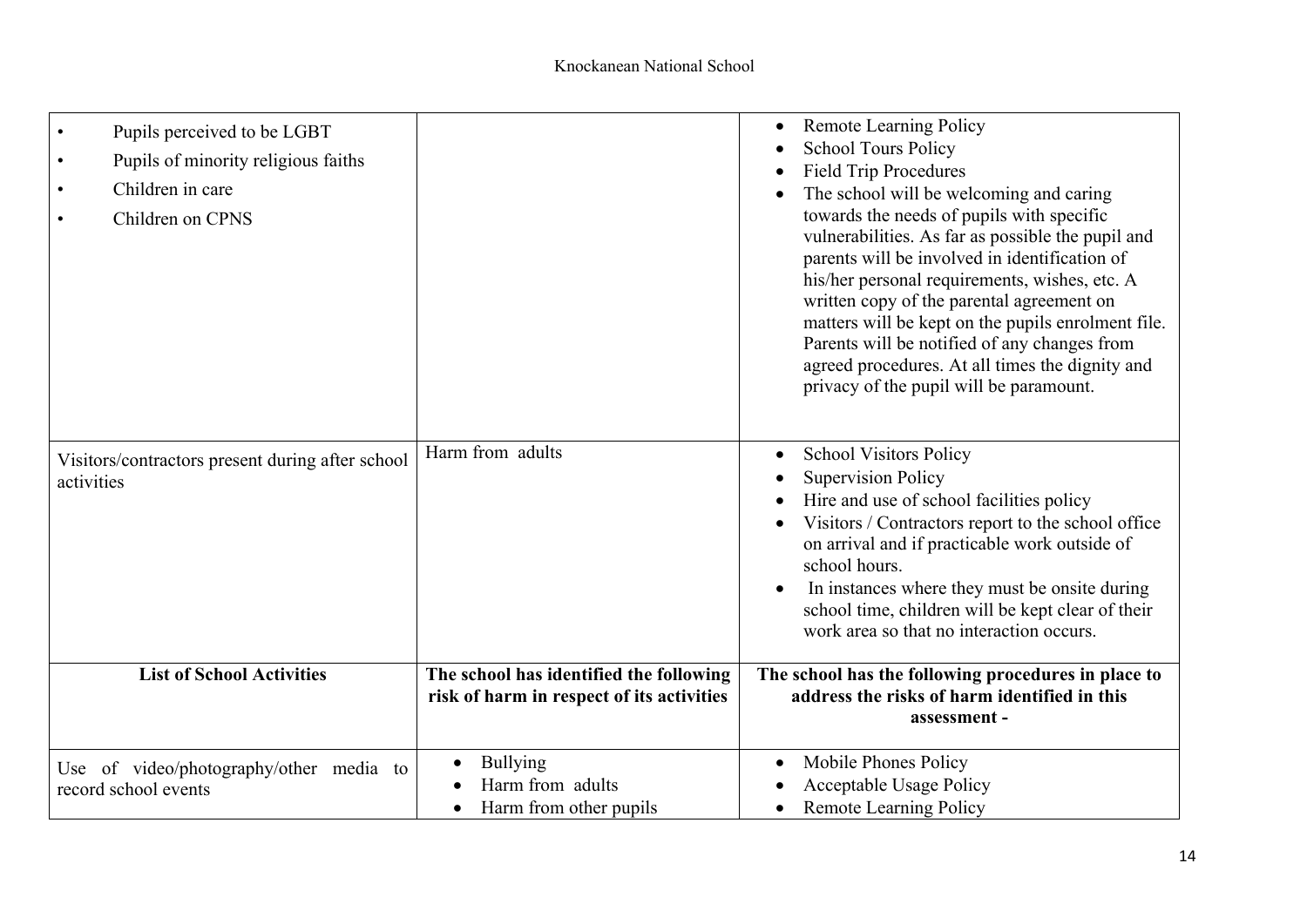| | | |
|---|---|---|
| • Pupils perceived to be LGBT<br>• Pupils of minority religious faiths<br>• Children in care<br>• Children on CPNS | | • Remote Learning Policy<br>• School Tours Policy<br>• Field Trip Procedures<br>• The school will be welcoming and caring towards the needs of pupils with specific vulnerabilities. As far as possible the pupil and parents will be involved in identification of his/her personal requirements, wishes, etc. A written copy of the parental agreement on matters will be kept on the pupils enrolment file. Parents will be notified of any changes from agreed procedures. At all times the dignity and privacy of the pupil will be paramount. |
| Visitors/contractors present during after school activities | Harm from adults | • School Visitors Policy<br>• Supervision Policy<br>• Hire and use of school facilities policy<br>• Visitors / Contractors report to the school office on arrival and if practicable work outside of school hours.<br>• In instances where they must be onsite during school time, children will be kept clear of their work area so that no interaction occurs. |
| **List of School Activities** | **The school has identified the following risk of harm in respect of its activities** | **The school has the following procedures in place to address the risks of harm identified in this assessment -** |
| Use of video/photography/other media to record school events | • Bullying<br>• Harm from adults<br>• Harm from other pupils | • Mobile Phones Policy<br>• Acceptable Usage Policy<br>• Remote Learning Policy |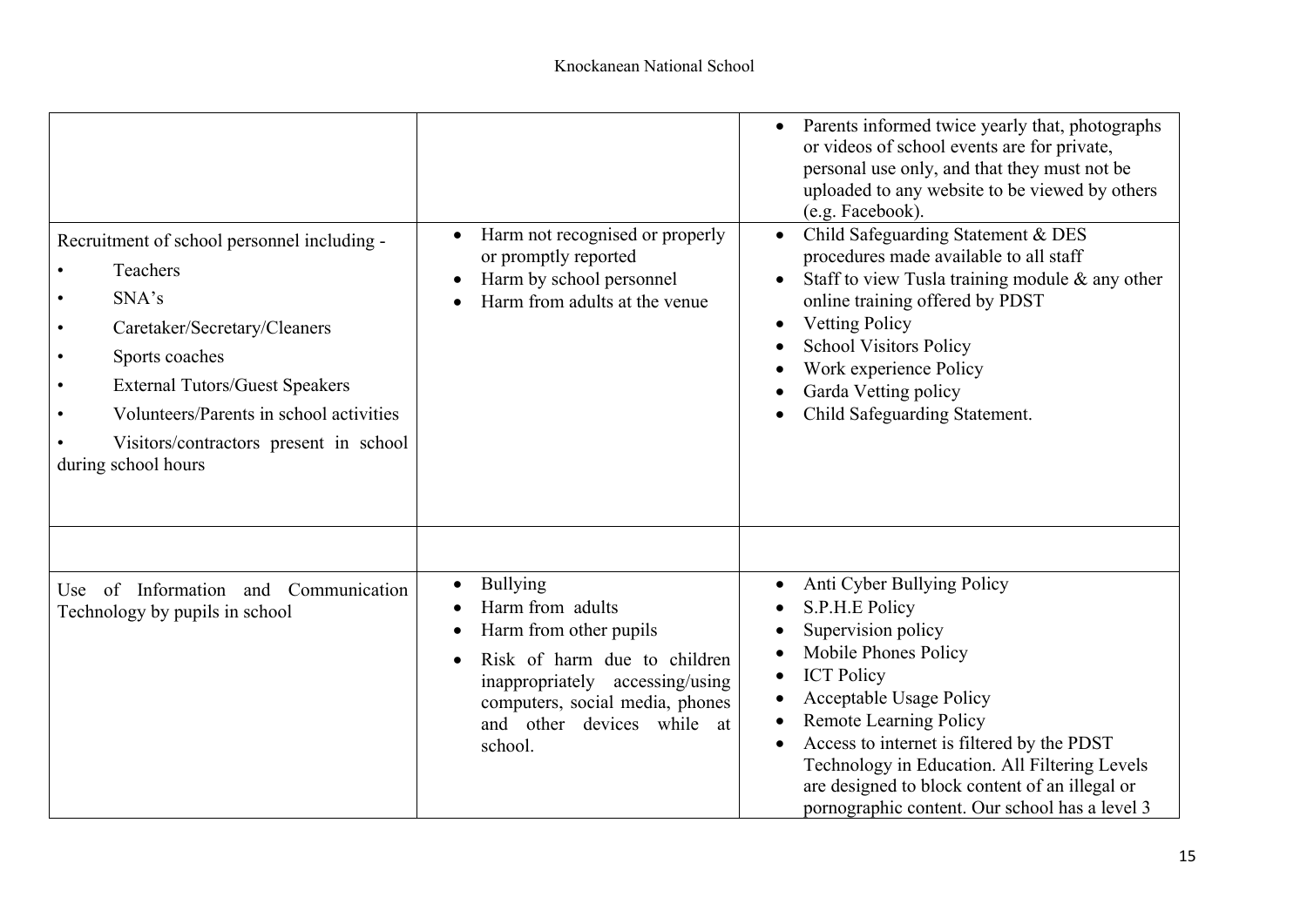| | | |
|---|---|---|
| | | • Parents informed twice yearly that, photographs or videos of school events are for private, personal use only, and that they must not be uploaded to any website to be viewed by others (e.g. Facebook). |
| Recruitment of school personnel including - <br>• Teachers <br>• SNA's <br>• Caretaker/Secretary/Cleaners <br>• Sports coaches <br>• External Tutors/Guest Speakers <br>• Volunteers/Parents in school activities <br>• Visitors/contractors present in school during school hours | • Harm not recognised or properly or promptly reported <br>• Harm by school personnel <br>• Harm from adults at the venue | • Child Safeguarding Statement & DES procedures made available to all staff <br>• Staff to view Tusla training module & any other online training offered by PDST <br>• Vetting Policy <br>• School Visitors Policy <br>• Work experience Policy <br>• Garda Vetting policy <br>• Child Safeguarding Statement. |
| | | |
| Use of Information and Communication Technology by pupils in school | • Bullying <br>• Harm from adults <br>• Harm from other pupils <br>• Risk of harm due to children inappropriately accessing/using computers, social media, phones and other devices while at school. | • Anti Cyber Bullying Policy <br>• S.P.H.E Policy <br>• Supervision policy <br>• Mobile Phones Policy <br>• ICT Policy <br>• Acceptable Usage Policy <br>• Remote Learning Policy <br>• Access to internet is filtered by the PDST Technology in Education. All Filtering Levels are designed to block content of an illegal or pornographic content. Our school has a level 3 |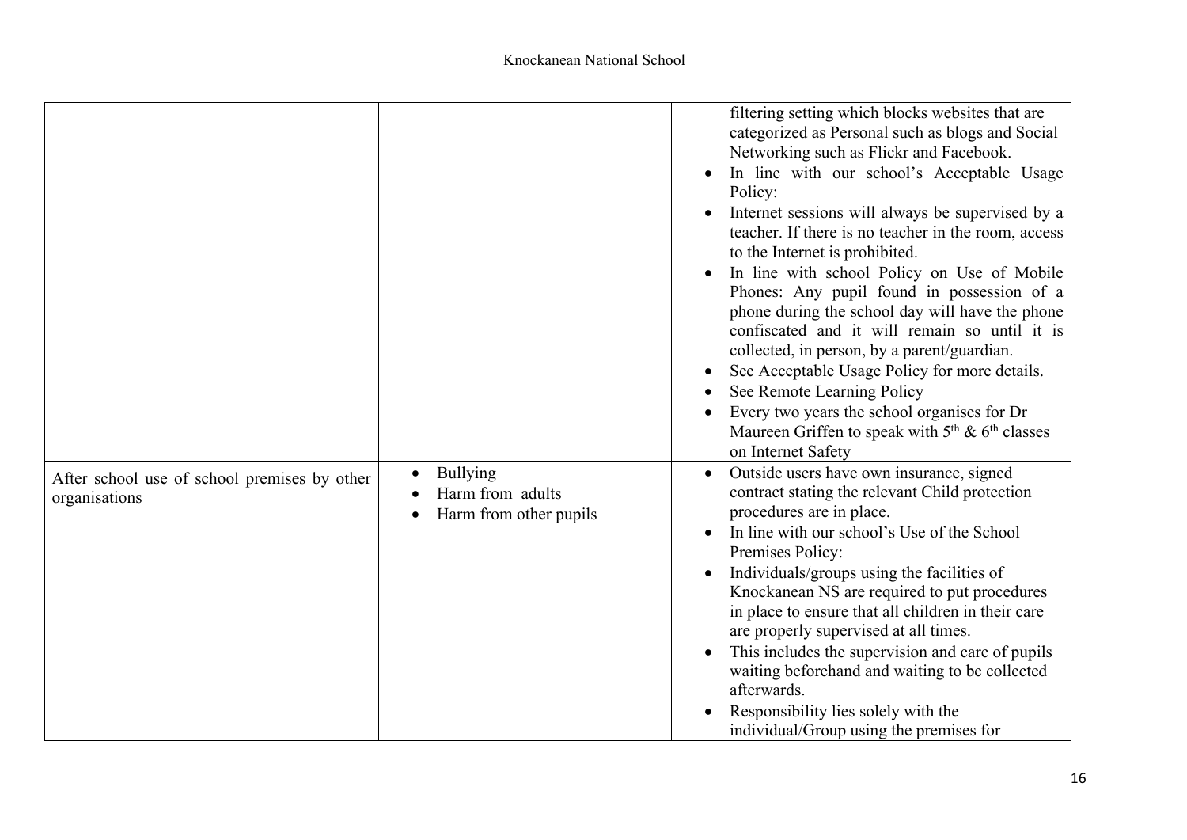| | | |
|---|---|---|
| | | filtering setting which blocks websites that are categorized as Personal such as blogs and Social Networking such as Flickr and Facebook.<br>• In line with our school's Acceptable Usage Policy:<br>• Internet sessions will always be supervised by a teacher. If there is no teacher in the room, access to the Internet is prohibited.<br>• In line with school Policy on Use of Mobile Phones: Any pupil found in possession of a phone during the school day will have the phone confiscated and it will remain so until it is collected, in person, by a parent/guardian.<br>• See Acceptable Usage Policy for more details.<br>• See Remote Learning Policy<br>• Every two years the school organises for Dr Maureen Griffen to speak with 5th & 6th classes on Internet Safety |
| After school use of school premises by other organisations | • Bullying<br>• Harm from adults<br>• Harm from other pupils | • Outside users have own insurance, signed contract stating the relevant Child protection procedures are in place.<br>• In line with our school's Use of the School Premises Policy:<br>• Individuals/groups using the facilities of Knockanean NS are required to put procedures in place to ensure that all children in their care are properly supervised at all times.<br>• This includes the supervision and care of pupils waiting beforehand and waiting to be collected afterwards.<br>• Responsibility lies solely with the individual/Group using the premises for |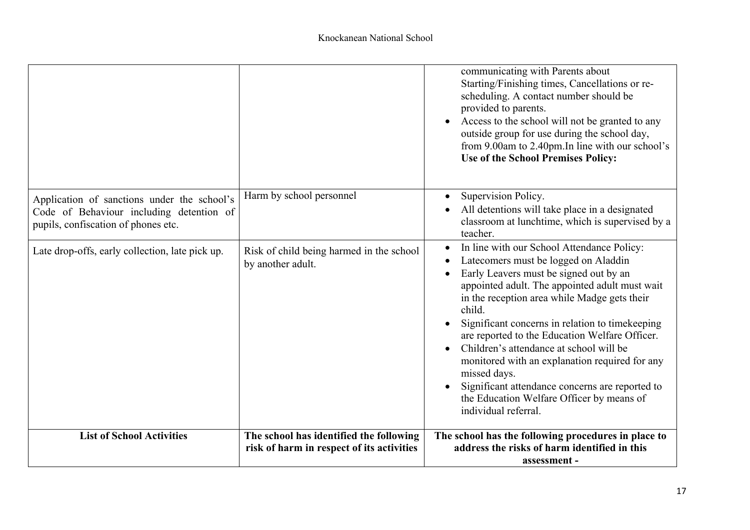| | | |
|---|---|---|
| | | communicating with Parents about Starting/Finishing times, Cancellations or re-scheduling. A contact number should be provided to parents.<br>• Access to the school will not be granted to any outside group for use during the school day, from 9.00am to 2.40pm.In line with our school's **Use of the School Premises Policy:** |
| Application of sanctions under the school's Code of Behaviour including detention of pupils, confiscation of phones etc. | Harm by school personnel | • Supervision Policy.<br>• All detentions will take place in a designated classroom at lunchtime, which is supervised by a teacher. |
| Late drop-offs, early collection, late pick up. | Risk of child being harmed in the school by another adult. | • In line with our School Attendance Policy:<br>• Latecomers must be logged on Aladdin<br>• Early Leavers must be signed out by an appointed adult. The appointed adult must wait in the reception area while Madge gets their child.<br>• Significant concerns in relation to timekeeping are reported to the Education Welfare Officer.<br>• Children's attendance at school will be monitored with an explanation required for any missed days.<br>• Significant attendance concerns are reported to the Education Welfare Officer by means of individual referral. |
| **List of School Activities** | **The school has identified the following risk of harm in respect of its activities** | **The school has the following procedures in place to address the risks of harm identified in this assessment -** |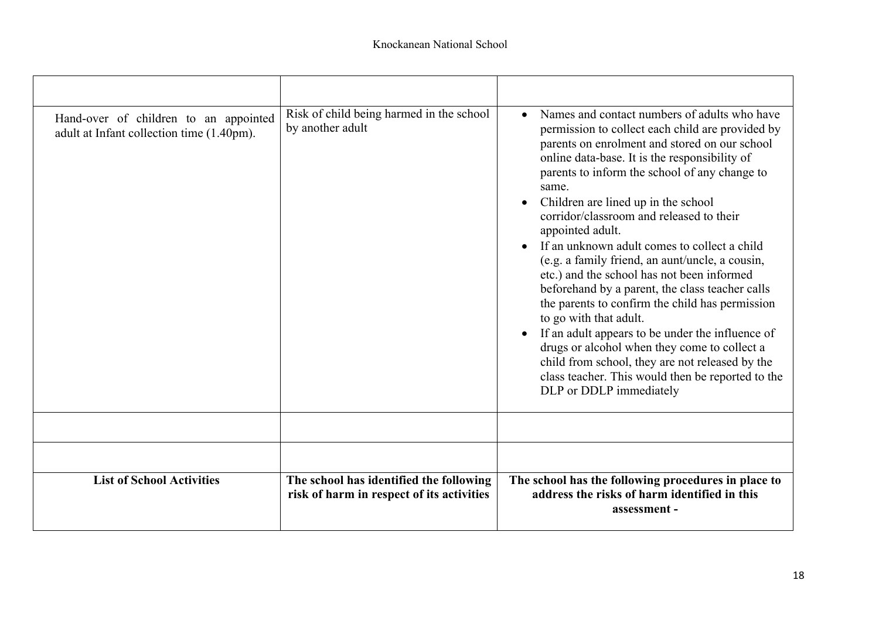| | | |
|---|---|---|
| Hand-over of children to an appointed adult at Infant collection time (1.40pm). | Risk of child being harmed in the school by another adult | • Names and contact numbers of adults who have permission to collect each child are provided by parents on enrolment and stored on our school online data-base. It is the responsibility of parents to inform the school of any change to same.<br>• Children are lined up in the school corridor/classroom and released to their appointed adult.<br>• If an unknown adult comes to collect a child (e.g. a family friend, an aunt/uncle, a cousin, etc.) and the school has not been informed beforehand by a parent, the class teacher calls the parents to confirm the child has permission to go with that adult.<br>• If an adult appears to be under the influence of drugs or alcohol when they come to collect a child from school, they are not released by the class teacher. This would then be reported to the DLP or DDLP immediately |
| | | |
| | | |
| **List of School Activities** | **The school has identified the following risk of harm in respect of its activities** | **The school has the following procedures in place to address the risks of harm identified in this assessment -** |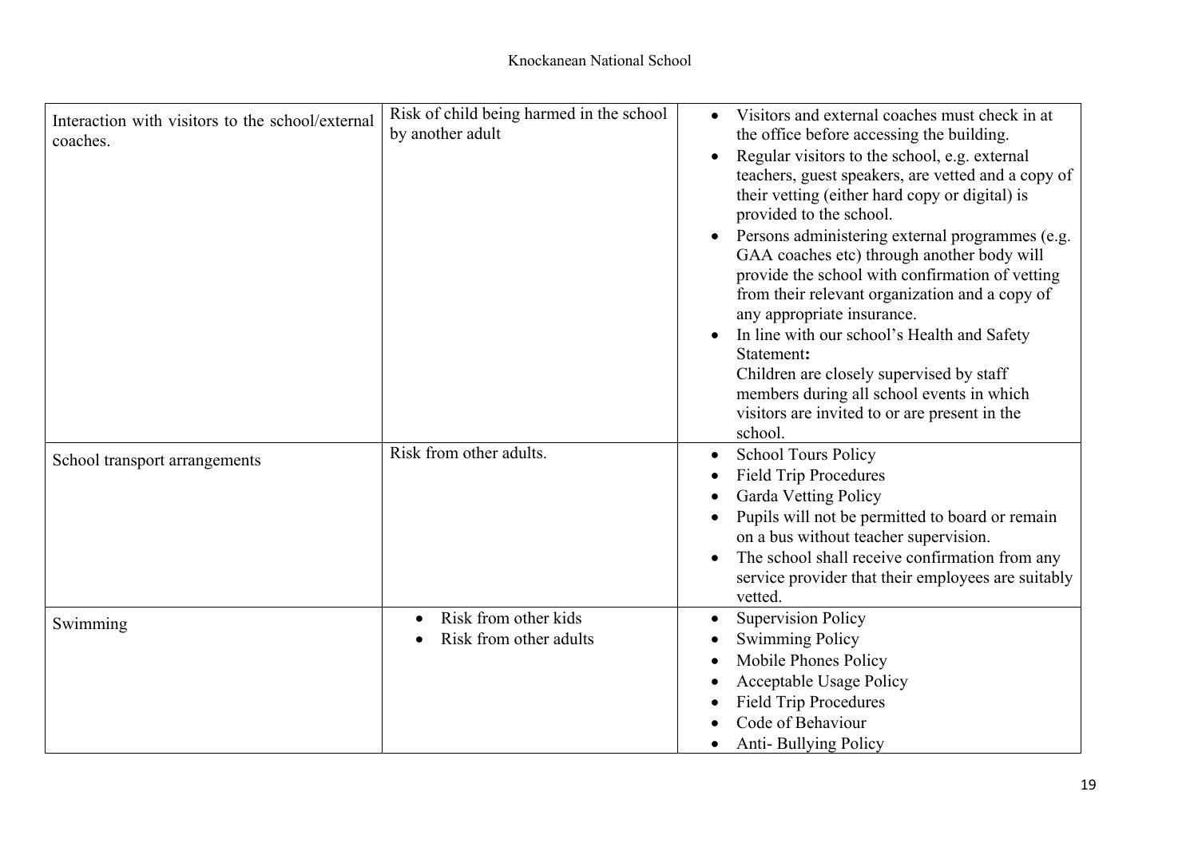| | | |
|---|---|---|
| Interaction with visitors to the school/external coaches. | Risk of child being harmed in the school by another adult | • Visitors and external coaches must check in at the office before accessing the building.<br>• Regular visitors to the school, e.g. external teachers, guest speakers, are vetted and a copy of their vetting (either hard copy or digital) is provided to the school.<br>• Persons administering external programmes (e.g. GAA coaches etc) through another body will provide the school with confirmation of vetting from their relevant organization and a copy of any appropriate insurance.<br>• In line with our school's Health and Safety Statement**:**<br>Children are closely supervised by staff members during all school events in which visitors are invited to or are present in the school. |
| School transport arrangements | Risk from other adults. | • School Tours Policy<br>• Field Trip Procedures<br>• Garda Vetting Policy<br>• Pupils will not be permitted to board or remain on a bus without teacher supervision.<br>• The school shall receive confirmation from any service provider that their employees are suitably vetted. |
| Swimming | • Risk from other kids<br>• Risk from other adults | • Supervision Policy<br>• Swimming Policy<br>• Mobile Phones Policy<br>• Acceptable Usage Policy<br>• Field Trip Procedures<br>• Code of Behaviour<br>• Anti- Bullying Policy |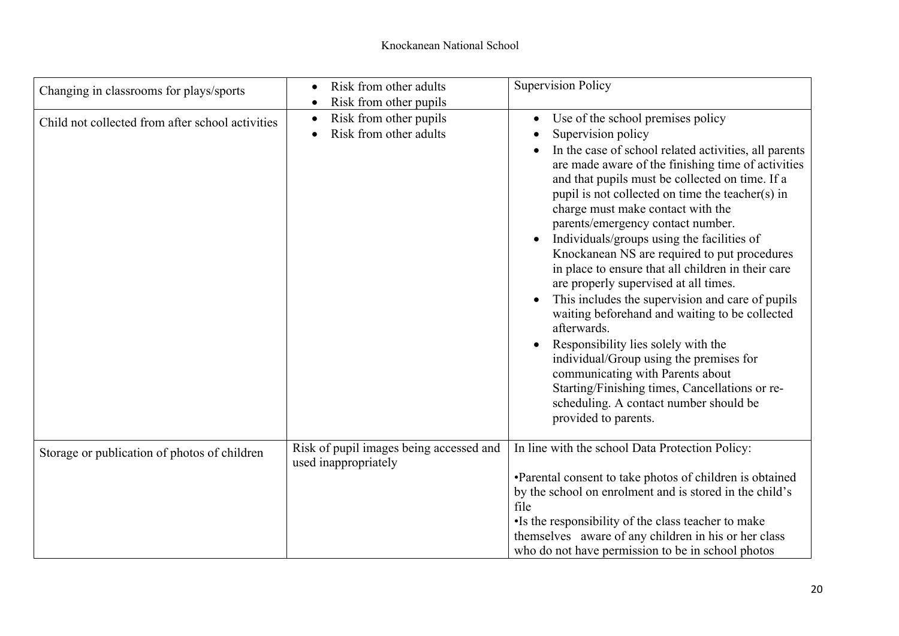| Changing in classrooms for plays/sports | • Risk from other adults<br>• Risk from other pupils | Supervision Policy |
|---|---|---|
| Child not collected from after school activities | • Risk from other pupils<br>• Risk from other adults | • Use of the school premises policy<br>• Supervision policy<br>• In the case of school related activities, all parents are made aware of the finishing time of activities and that pupils must be collected on time. If a pupil is not collected on time the teacher(s) in charge must make contact with the parents/emergency contact number.<br>• Individuals/groups using the facilities of Knockanean NS are required to put procedures in place to ensure that all children in their care are properly supervised at all times.<br>• This includes the supervision and care of pupils waiting beforehand and waiting to be collected afterwards.<br>• Responsibility lies solely with the individual/Group using the premises for communicating with Parents about Starting/Finishing times, Cancellations or re-scheduling. A contact number should be provided to parents. |
| Storage or publication of photos of children | Risk of pupil images being accessed and used inappropriately | In line with the school Data Protection Policy:<br><br>•Parental consent to take photos of children is obtained by the school on enrolment and is stored in the child's file<br>•Is the responsibility of the class teacher to make themselves aware of any children in his or her class who do not have permission to be in school photos |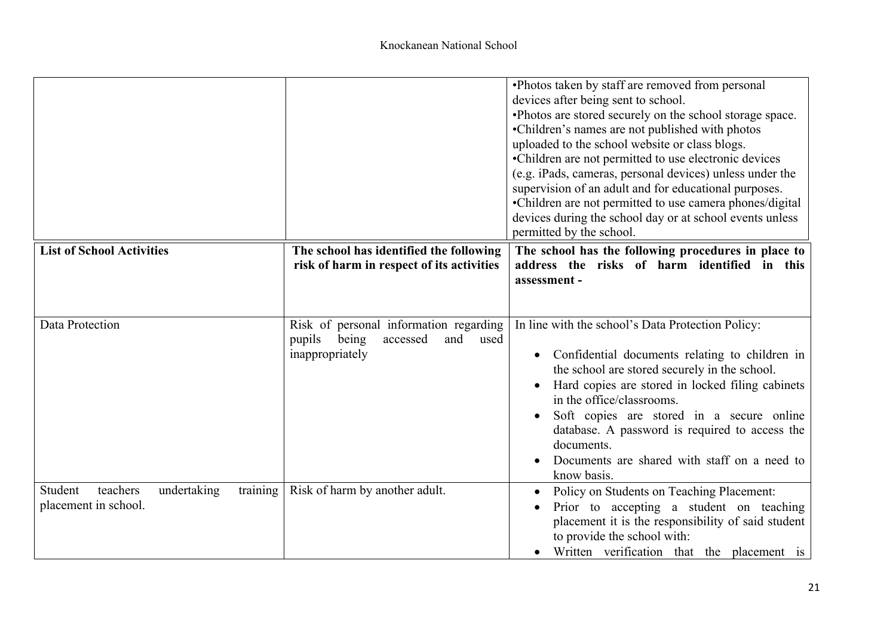| | | |
|---|---|---|
| | | •Photos taken by staff are removed from personal devices after being sent to school.<br>•Photos are stored securely on the school storage space.<br>•Children's names are not published with photos uploaded to the school website or class blogs.<br>•Children are not permitted to use electronic devices (e.g. iPads, cameras, personal devices) unless under the supervision of an adult and for educational purposes.<br>•Children are not permitted to use camera phones/digital devices during the school day or at school events unless permitted by the school. |
| **List of School Activities** | **The school has identified the following risk of harm in respect of its activities** | **The school has the following procedures in place to address the risks of harm identified in this assessment -** |
| Data Protection | Risk of personal information regarding pupils being accessed and used inappropriately | In line with the school's Data Protection Policy:<br>• Confidential documents relating to children in the school are stored securely in the school.<br>• Hard copies are stored in locked filing cabinets in the office/classrooms.<br>• Soft copies are stored in a secure online database. A password is required to access the documents.<br>• Documents are shared with staff on a need to know basis. |
| Student teachers undertaking training placement in school. | Risk of harm by another adult. | • Policy on Students on Teaching Placement:<br>• Prior to accepting a student on teaching placement it is the responsibility of said student to provide the school with:<br>• Written verification that the placement is |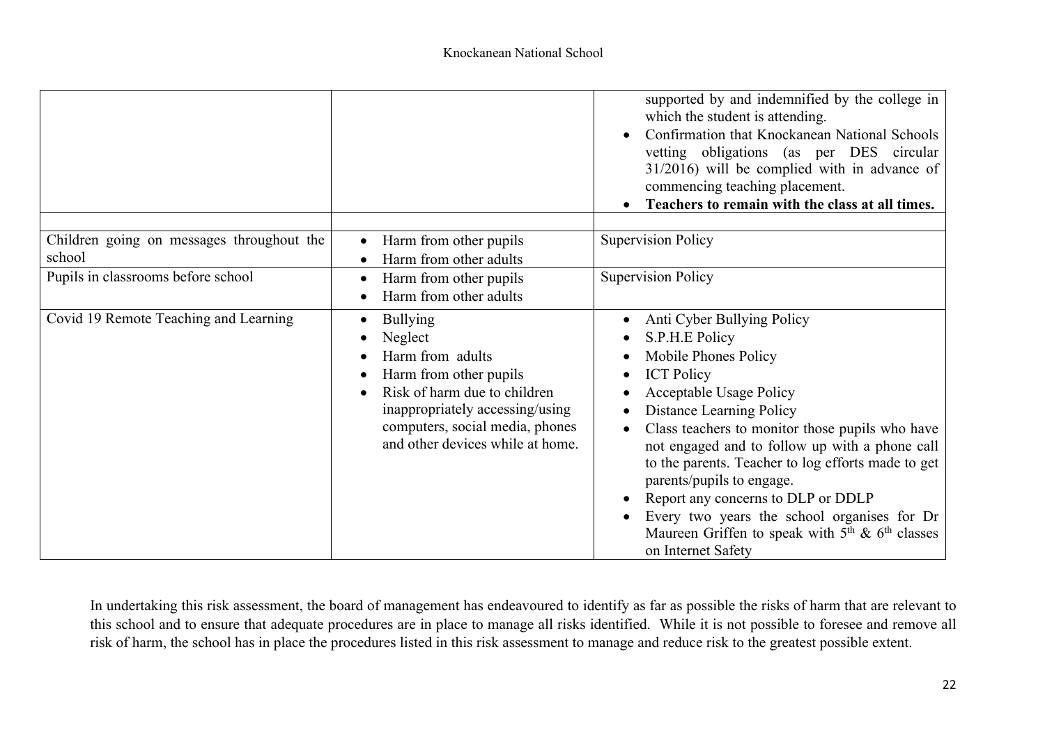| | | |
|---|---|---|
| | | supported by and indemnified by the college in which the student is attending.<br>• Confirmation that Knockanean National Schools vetting obligations (as per DES circular 31/2016) will be complied with in advance of commencing teaching placement.<br>• **Teachers to remain with the class at all times.** |
| | | |
| Children going on messages throughout the school | • Harm from other pupils<br>• Harm from other adults | Supervision Policy |
| Pupils in classrooms before school | • Harm from other pupils<br>• Harm from other adults | Supervision Policy |
| Covid 19 Remote Teaching and Learning | • Bullying<br>• Neglect<br>• Harm from adults<br>• Harm from other pupils<br>• Risk of harm due to children inappropriately accessing/using computers, social media, phones and other devices while at home. | • Anti Cyber Bullying Policy<br>• S.P.H.E Policy<br>• Mobile Phones Policy<br>• ICT Policy<br>• Acceptable Usage Policy<br>• Distance Learning Policy<br>• Class teachers to monitor those pupils who have not engaged and to follow up with a phone call to the parents. Teacher to log efforts made to get parents/pupils to engage.<br>• Report any concerns to DLP or DDLP<br>• Every two years the school organises for Dr Maureen Griffen to speak with 5th & 6th classes on Internet Safety |

In undertaking this risk assessment, the board of management has endeavoured to identify as far as possible the risks of harm that are relevant to this school and to ensure that adequate procedures are in place to manage all risks identified. While it is not possible to foresee and remove all risk of harm, the school has in place the procedures listed in this risk assessment to manage and reduce risk to the greatest possible extent.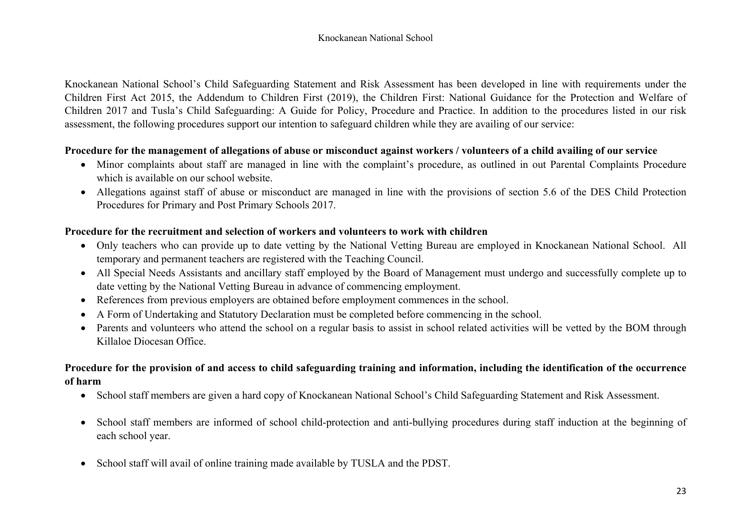Knockanean National School's Child Safeguarding Statement and Risk Assessment has been developed in line with requirements under the Children First Act 2015, the Addendum to Children First (2019), the Children First: National Guidance for the Protection and Welfare of Children 2017 and Tusla's Child Safeguarding: A Guide for Policy, Procedure and Practice. In addition to the procedures listed in our risk assessment, the following procedures support our intention to safeguard children while they are availing of our service:

**Procedure for the management of allegations of abuse or misconduct against workers / volunteers of a child availing of our service**

- Minor complaints about staff are managed in line with the complaint's procedure, as outlined in out Parental Complaints Procedure which is available on our school website.
- Allegations against staff of abuse or misconduct are managed in line with the provisions of section 5.6 of the DES Child Protection Procedures for Primary and Post Primary Schools 2017.

**Procedure for the recruitment and selection of workers and volunteers to work with children**

- Only teachers who can provide up to date vetting by the National Vetting Bureau are employed in Knockanean National School. All temporary and permanent teachers are registered with the Teaching Council.
- All Special Needs Assistants and ancillary staff employed by the Board of Management must undergo and successfully complete up to date vetting by the National Vetting Bureau in advance of commencing employment.
- References from previous employers are obtained before employment commences in the school.
- A Form of Undertaking and Statutory Declaration must be completed before commencing in the school.
- Parents and volunteers who attend the school on a regular basis to assist in school related activities will be vetted by the BOM through Killaloe Diocesan Office.

**Procedure for the provision of and access to child safeguarding training and information, including the identification of the occurrence of harm**

- School staff members are given a hard copy of Knockanean National School's Child Safeguarding Statement and Risk Assessment.
- School staff members are informed of school child-protection and anti-bullying procedures during staff induction at the beginning of each school year.
- School staff will avail of online training made available by TUSLA and the PDST.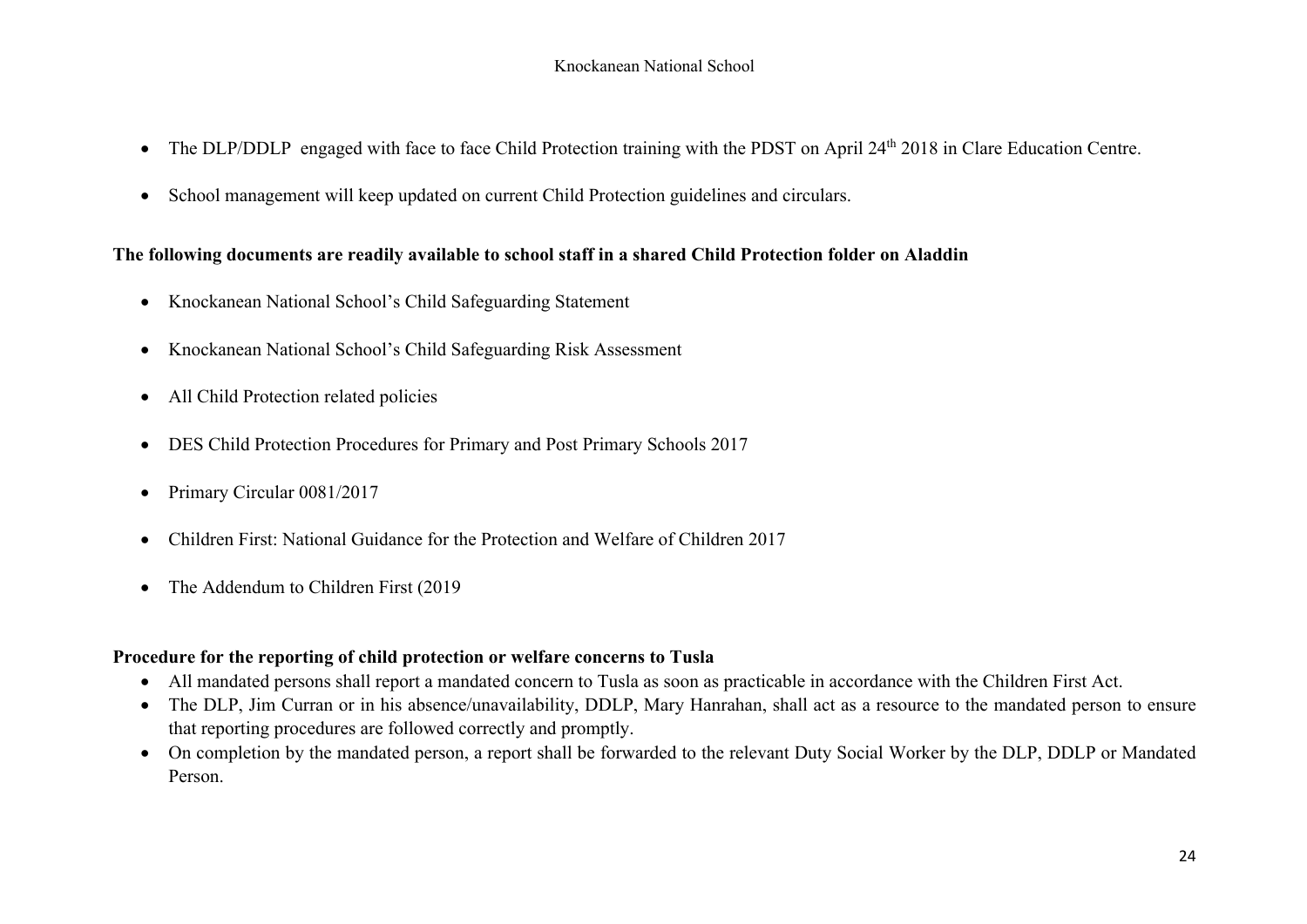- The DLP/DDLP engaged with face to face Child Protection training with the PDST on April 24th 2018 in Clare Education Centre.

- School management will keep updated on current Child Protection guidelines and circulars.

**The following documents are readily available to school staff in a shared Child Protection folder on Aladdin**

- Knockanean National School's Child Safeguarding Statement

- Knockanean National School's Child Safeguarding Risk Assessment

- All Child Protection related policies

- DES Child Protection Procedures for Primary and Post Primary Schools 2017

- Primary Circular 0081/2017

- Children First: National Guidance for the Protection and Welfare of Children 2017

- The Addendum to Children First (2019

**Procedure for the reporting of child protection or welfare concerns to Tusla**

- All mandated persons shall report a mandated concern to Tusla as soon as practicable in accordance with the Children First Act.
- The DLP, Jim Curran or in his absence/unavailability, DDLP, Mary Hanrahan, shall act as a resource to the mandated person to ensure that reporting procedures are followed correctly and promptly.
- On completion by the mandated person, a report shall be forwarded to the relevant Duty Social Worker by the DLP, DDLP or Mandated Person.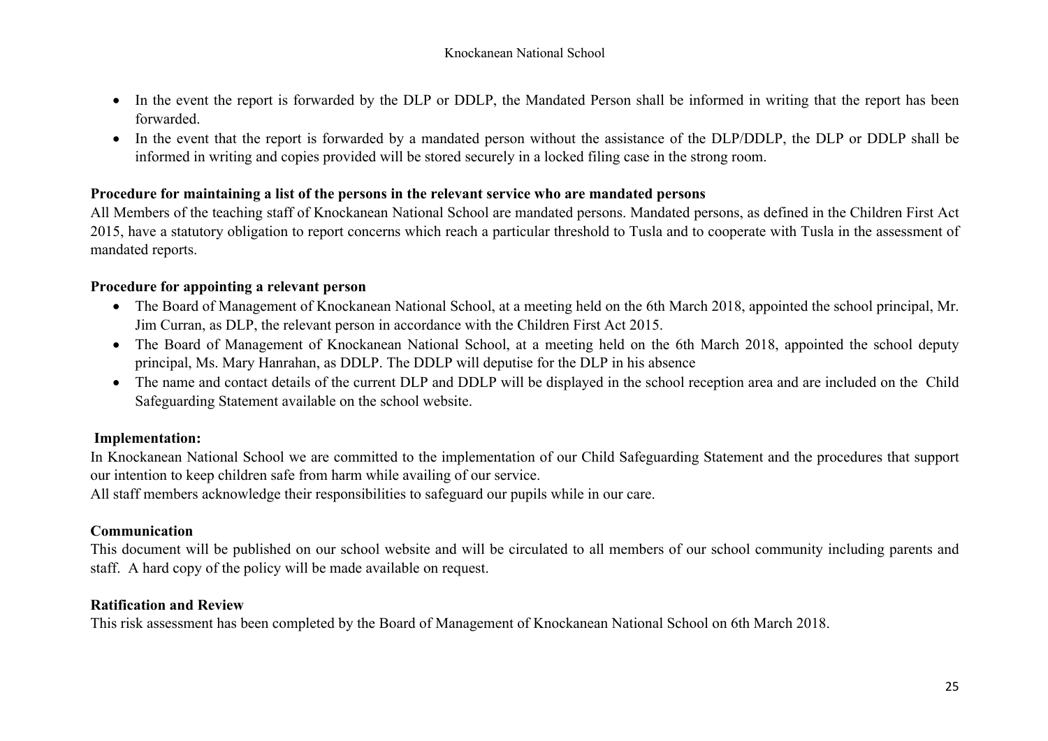- In the event the report is forwarded by the DLP or DDLP, the Mandated Person shall be informed in writing that the report has been forwarded.
- In the event that the report is forwarded by a mandated person without the assistance of the DLP/DDLP, the DLP or DDLP shall be informed in writing and copies provided will be stored securely in a locked filing case in the strong room.

**Procedure for maintaining a list of the persons in the relevant service who are mandated persons**

All Members of the teaching staff of Knockanean National School are mandated persons. Mandated persons, as defined in the Children First Act 2015, have a statutory obligation to report concerns which reach a particular threshold to Tusla and to cooperate with Tusla in the assessment of mandated reports.

**Procedure for appointing a relevant person**

- The Board of Management of Knockanean National School, at a meeting held on the 6th March 2018, appointed the school principal, Mr. Jim Curran, as DLP, the relevant person in accordance with the Children First Act 2015.
- The Board of Management of Knockanean National School, at a meeting held on the 6th March 2018, appointed the school deputy principal, Ms. Mary Hanrahan, as DDLP. The DDLP will deputise for the DLP in his absence
- The name and contact details of the current DLP and DDLP will be displayed in the school reception area and are included on the Child Safeguarding Statement available on the school website.

**Implementation:**

In Knockanean National School we are committed to the implementation of our Child Safeguarding Statement and the procedures that support our intention to keep children safe from harm while availing of our service.

All staff members acknowledge their responsibilities to safeguard our pupils while in our care.

**Communication**

This document will be published on our school website and will be circulated to all members of our school community including parents and staff. A hard copy of the policy will be made available on request.

**Ratification and Review**

This risk assessment has been completed by the Board of Management of Knockanean National School on 6th March 2018.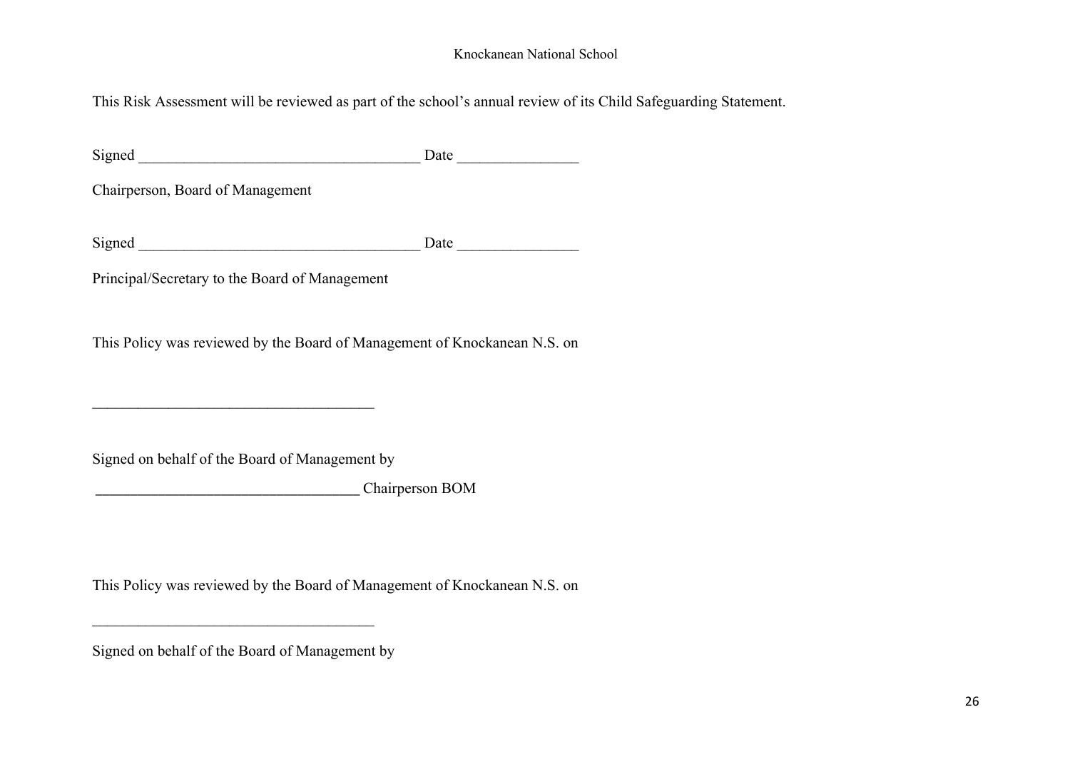This Risk Assessment will be reviewed as part of the school's annual review of its Child Safeguarding Statement.

Signed ___________________________________ Date _______________

Chairperson, Board of Management

Signed ___________________________________ Date _______________

Principal/Secretary to the Board of Management

This Policy was reviewed by the Board of Management of Knockanean N.S. on

___________________________________

Signed on behalf of the Board of Management by

**_________________________________** Chairperson BOM

This Policy was reviewed by the Board of Management of Knockanean N.S. on

___________________________________

Signed on behalf of the Board of Management by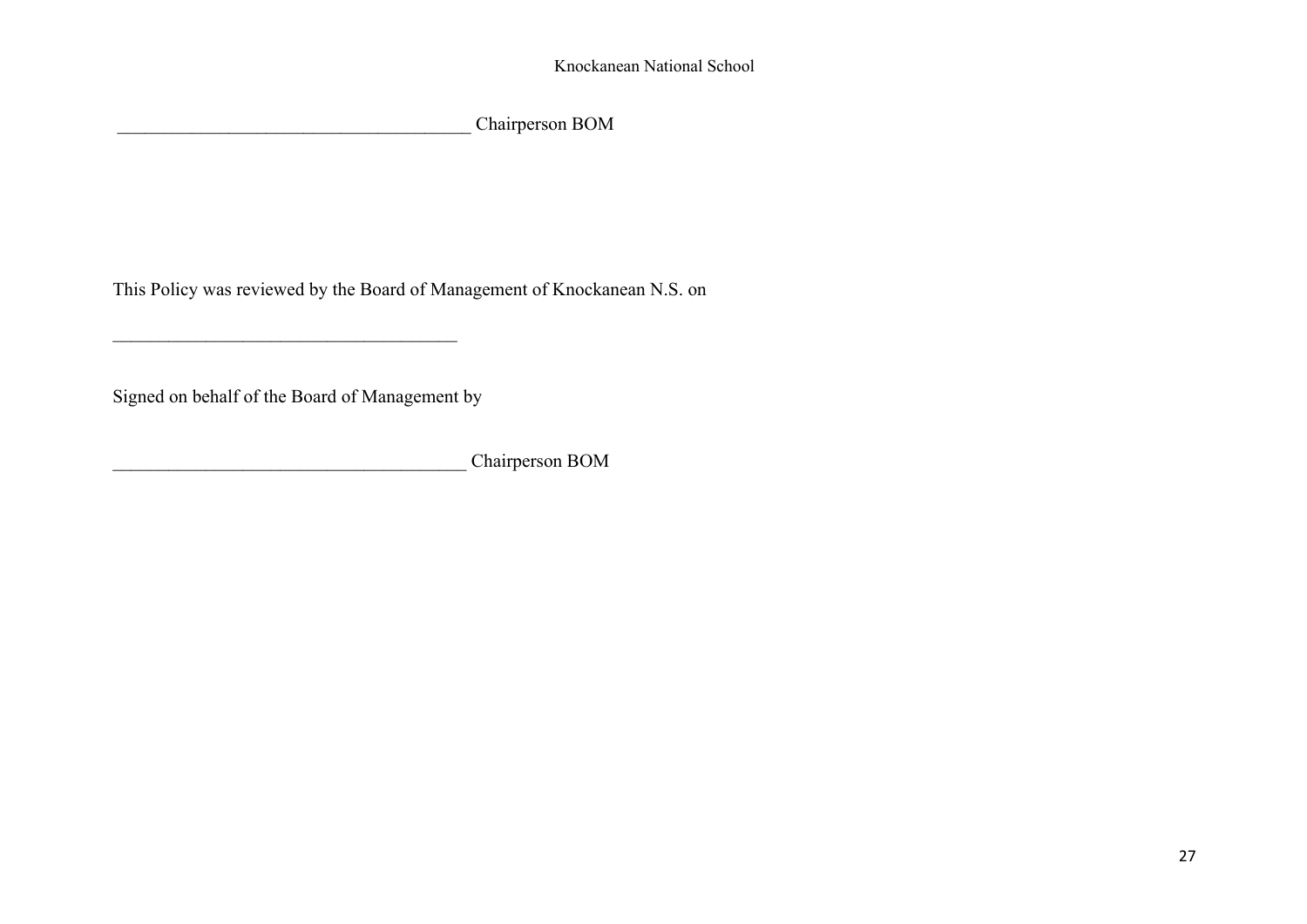_____________________________________ Chairperson BOM

This Policy was reviewed by the Board of Management of Knockanean N.S. on

_____________________________________

Signed on behalf of the Board of Management by

_____________________________________ Chairperson BOM